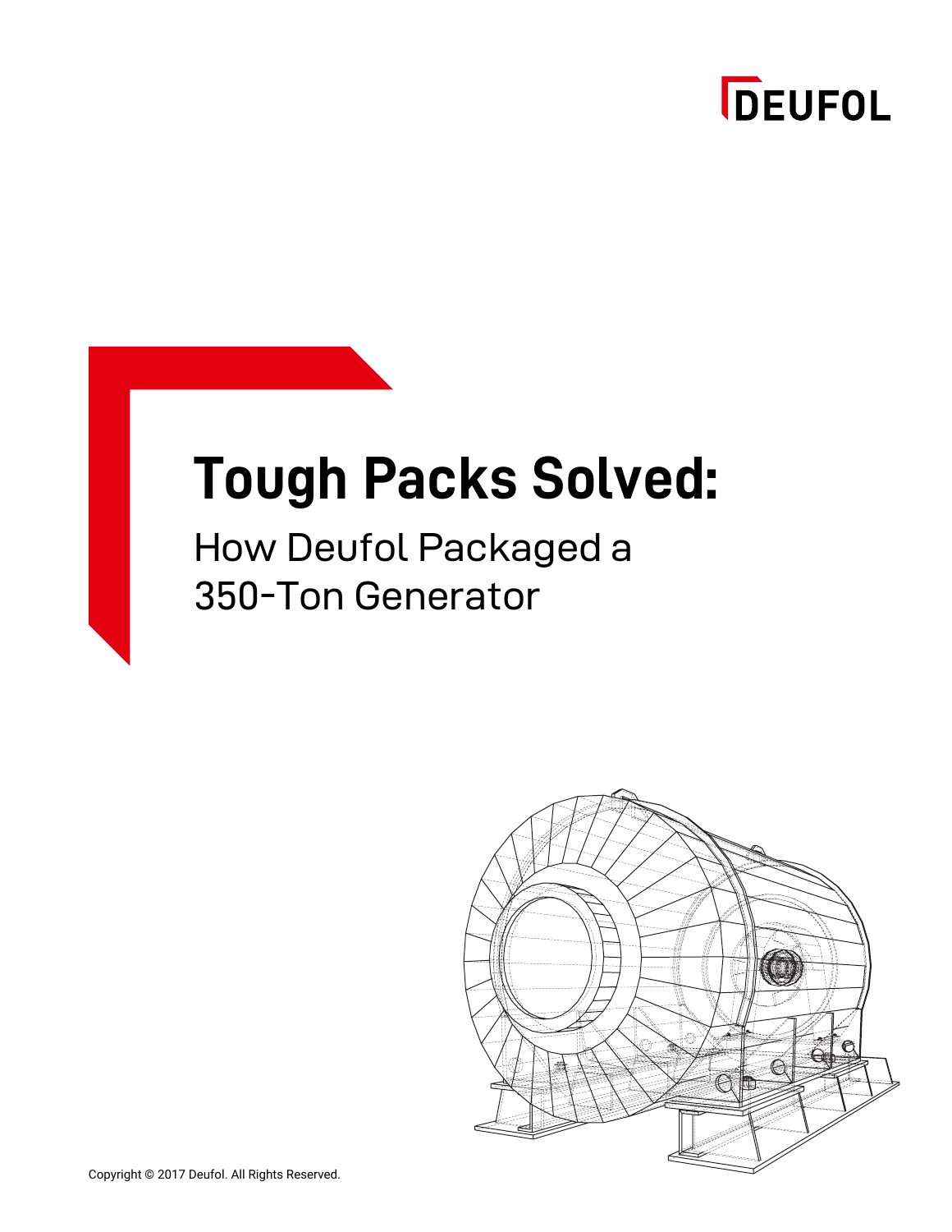DEUFOL

# Tough Packs Solved:

## How Deufol Packaged a 350-Ton Generator

Copyright © 2017 Deufol. All Rights Reserved.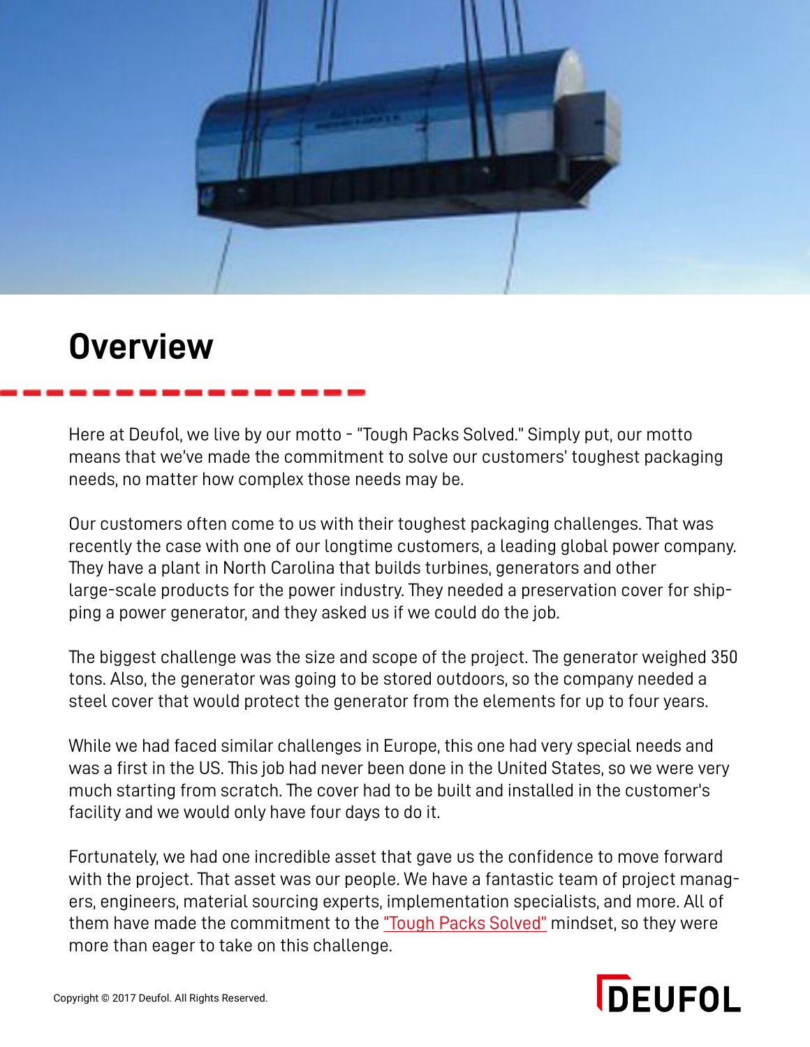# Overview

Here at Deufol, we live by our motto - "Tough Packs Solved." Simply put, our motto means that we've made the commitment to solve our customers' toughest packaging needs, no matter how complex those needs may be.

Our customers often come to us with their toughest packaging challenges. That was recently the case with one of our longtime customers, a leading global power company. They have a plant in North Carolina that builds turbines, generators and other large-scale products for the power industry. They needed a preservation cover for shipping a power generator, and they asked us if we could do the job.

The biggest challenge was the size and scope of the project. The generator weighed 350 tons. Also, the generator was going to be stored outdoors, so the company needed a steel cover that would protect the generator from the elements for up to four years.

While we had faced similar challenges in Europe, this one had very special needs and was a first in the US. This job had never been done in the United States, so we were very much starting from scratch. The cover had to be built and installed in the customer's facility and we would only have four days to do it.

Fortunately, we had one incredible asset that gave us the confidence to move forward with the project. That asset was our people. We have a fantastic team of project managers, engineers, material sourcing experts, implementation specialists, and more. All of them have made the commitment to the "Tough Packs Solved" mindset, so they were more than eager to take on this challenge.

Copyright © 2017 Deufol. All Rights Reserved.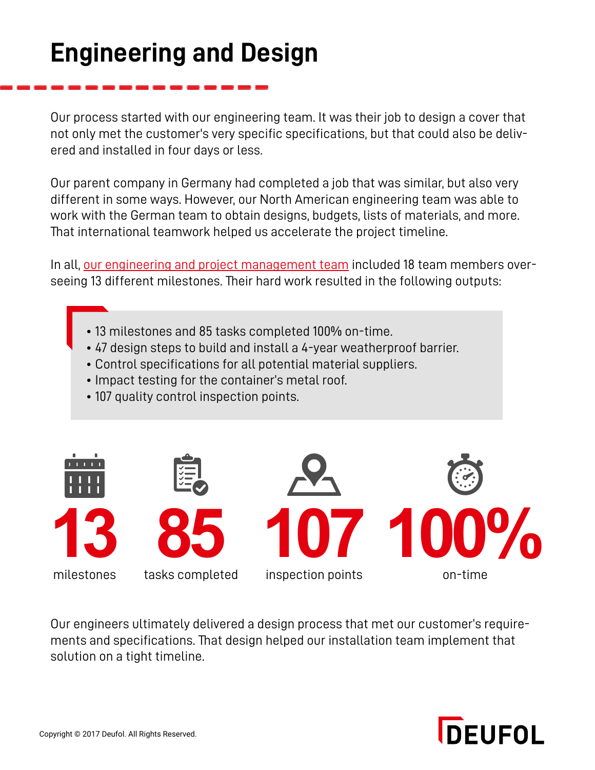# Engineering and Design

Our process started with our engineering team. It was their job to design a cover that not only met the customer's very specific specifications, but that could also be delivered and installed in four days or less.

Our parent company in Germany had completed a job that was similar, but also very different in some ways. However, our North American engineering team was able to work with the German team to obtain designs, budgets, lists of materials, and more. That international teamwork helped us accelerate the project timeline.

In all, our engineering and project management team included 18 team members overseeing 13 different milestones. Their hard work resulted in the following outputs:

- 13 milestones and 85 tasks completed 100% on-time.
- 47 design steps to build and install a 4-year weatherproof barrier.
- Control specifications for all potential material suppliers.
- Impact testing for the container's metal roof.
- 107 quality control inspection points.

**13** milestones

**85** tasks completed

**107** inspection points

**100%** on-time

Our engineers ultimately delivered a design process that met our customer's requirements and specifications. That design helped our installation team implement that solution on a tight timeline.

Copyright © 2017 Deufol. All Rights Reserved.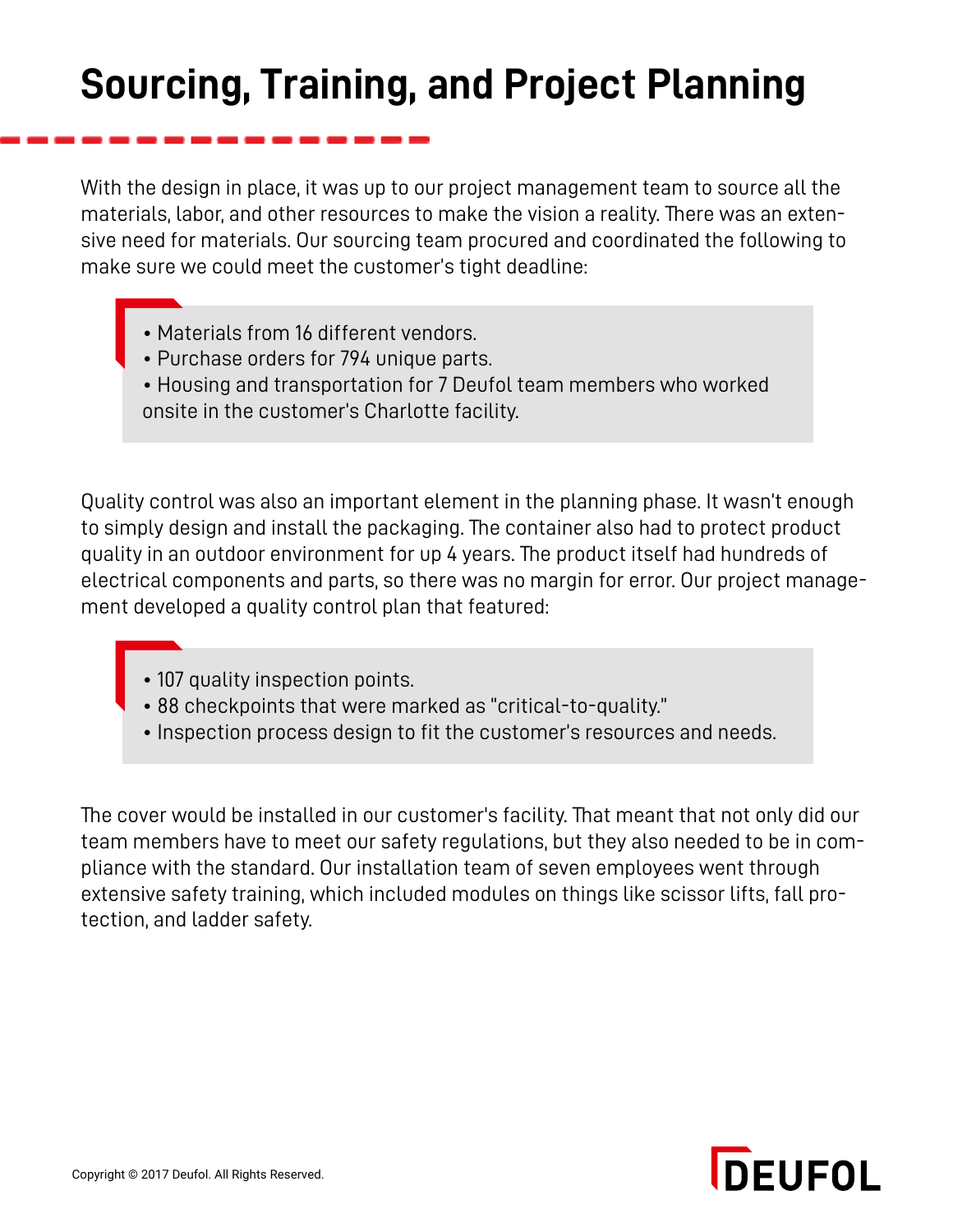# Sourcing, Training, and Project Planning

With the design in place, it was up to our project management team to source all the materials, labor, and other resources to make the vision a reality. There was an extensive need for materials. Our sourcing team procured and coordinated the following to make sure we could meet the customer's tight deadline:

- Materials from 16 different vendors.
- Purchase orders for 794 unique parts.
- Housing and transportation for 7 Deufol team members who worked onsite in the customer's Charlotte facility.

Quality control was also an important element in the planning phase. It wasn't enough to simply design and install the packaging. The container also had to protect product quality in an outdoor environment for up 4 years. The product itself had hundreds of electrical components and parts, so there was no margin for error. Our project management developed a quality control plan that featured:

- 107 quality inspection points.
- 88 checkpoints that were marked as "critical-to-quality."
- Inspection process design to fit the customer's resources and needs.

The cover would be installed in our customer's facility. That meant that not only did our team members have to meet our safety regulations, but they also needed to be in compliance with the standard. Our installation team of seven employees went through extensive safety training, which included modules on things like scissor lifts, fall protection, and ladder safety.

Copyright © 2017 Deufol. All Rights Reserved.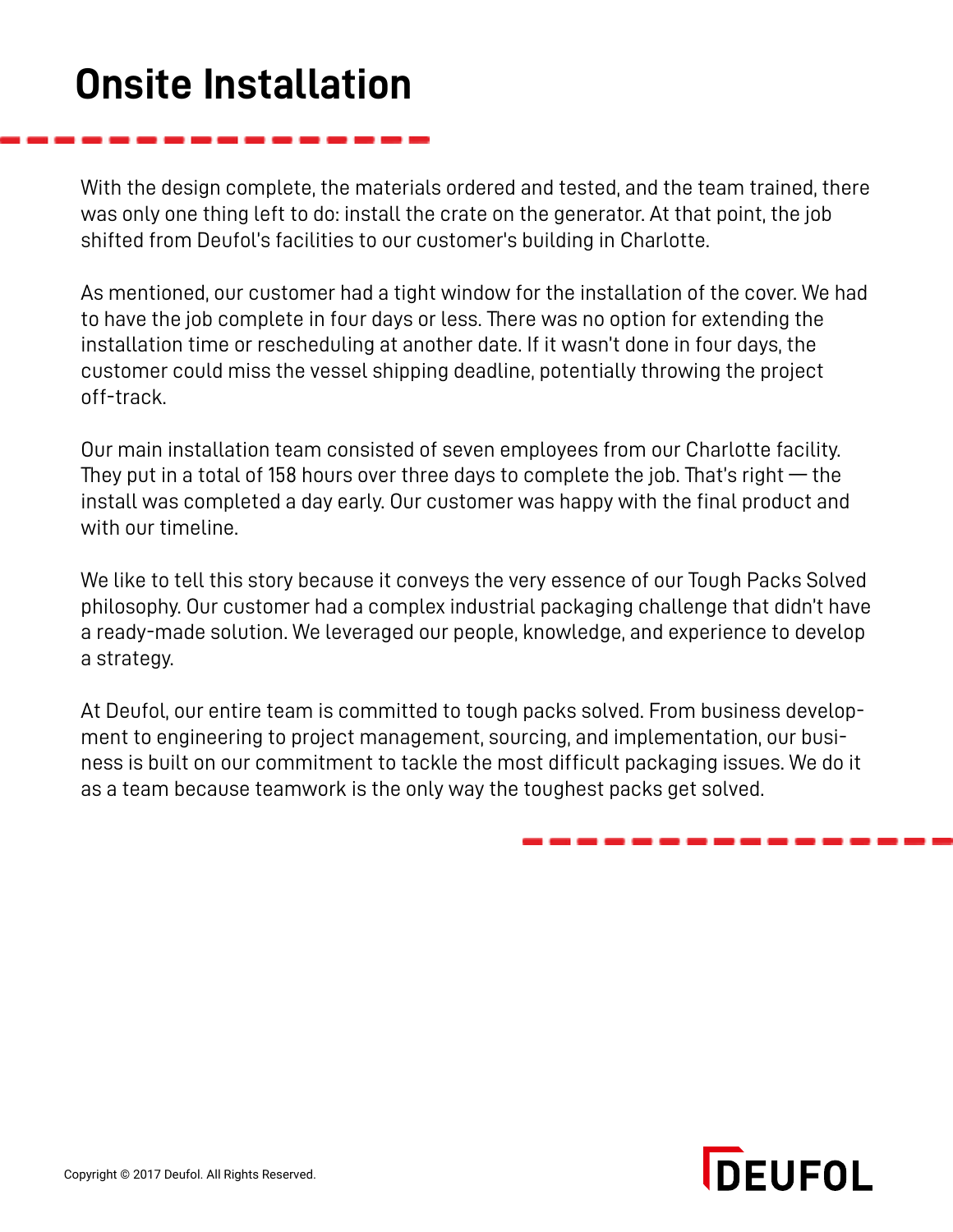# Onsite Installation

With the design complete, the materials ordered and tested, and the team trained, there was only one thing left to do: install the crate on the generator. At that point, the job shifted from Deufol's facilities to our customer's building in Charlotte.

As mentioned, our customer had a tight window for the installation of the cover. We had to have the job complete in four days or less. There was no option for extending the installation time or rescheduling at another date. If it wasn't done in four days, the customer could miss the vessel shipping deadline, potentially throwing the project off-track.

Our main installation team consisted of seven employees from our Charlotte facility. They put in a total of 158 hours over three days to complete the job. That's right — the install was completed a day early. Our customer was happy with the final product and with our timeline.

We like to tell this story because it conveys the very essence of our Tough Packs Solved philosophy. Our customer had a complex industrial packaging challenge that didn't have a ready-made solution. We leveraged our people, knowledge, and experience to develop a strategy.

At Deufol, our entire team is committed to tough packs solved. From business development to engineering to project management, sourcing, and implementation, our business is built on our commitment to tackle the most difficult packaging issues. We do it as a team because teamwork is the only way the toughest packs get solved.

Copyright © 2017 Deufol. All Rights Reserved.

DEUFOL